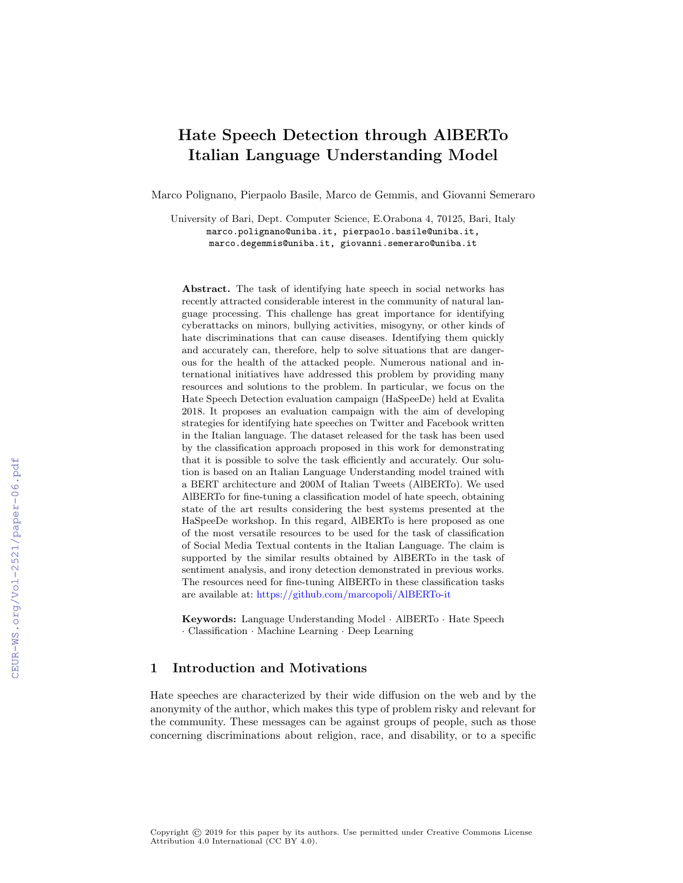# Hate Speech Detection through AlBERTo Italian Language Understanding Model

Marco Polignano, Pierpaolo Basile, Marco de Gemmis, and Giovanni Semeraro

University of Bari, Dept. Computer Science, E.Orabona 4, 70125, Bari, Italy
marco.polignano@uniba.it, pierpaolo.basile@uniba.it,
marco.degemmis@uniba.it, giovanni.semeraro@uniba.it

**Abstract.** The task of identifying hate speech in social networks has recently attracted considerable interest in the community of natural language processing. This challenge has great importance for identifying cyberattacks on minors, bullying activities, misogyny, or other kinds of hate discriminations that can cause diseases. Identifying them quickly and accurately can, therefore, help to solve situations that are dangerous for the health of the attacked people. Numerous national and international initiatives have addressed this problem by providing many resources and solutions to the problem. In particular, we focus on the Hate Speech Detection evaluation campaign (HaSpeeDe) held at Evalita 2018. It proposes an evaluation campaign with the aim of developing strategies for identifying hate speeches on Twitter and Facebook written in the Italian language. The dataset released for the task has been used by the classification approach proposed in this work for demonstrating that it is possible to solve the task efficiently and accurately. Our solution is based on an Italian Language Understanding model trained with a BERT architecture and 200M of Italian Tweets (AlBERTo). We used AlBERTo for fine-tuning a classification model of hate speech, obtaining state of the art results considering the best systems presented at the HaSpeeDe workshop. In this regard, AlBERTo is here proposed as one of the most versatile resources to be used for the task of classification of Social Media Textual contents in the Italian Language. The claim is supported by the similar results obtained by AlBERTo in the task of sentiment analysis, and irony detection demonstrated in previous works. The resources need for fine-tuning AlBERTo in these classification tasks are available at: https://github.com/marcopoli/AlBERTo-it

**Keywords:** Language Understanding Model · AlBERTo · Hate Speech · Classification · Machine Learning · Deep Learning

## 1 Introduction and Motivations

Hate speeches are characterized by their wide diffusion on the web and by the anonymity of the author, which makes this type of problem risky and relevant for the community. These messages can be against groups of people, such as those concerning discriminations about religion, race, and disability, or to a specific

Copyright © 2019 for this paper by its authors. Use permitted under Creative Commons License Attribution 4.0 International (CC BY 4.0).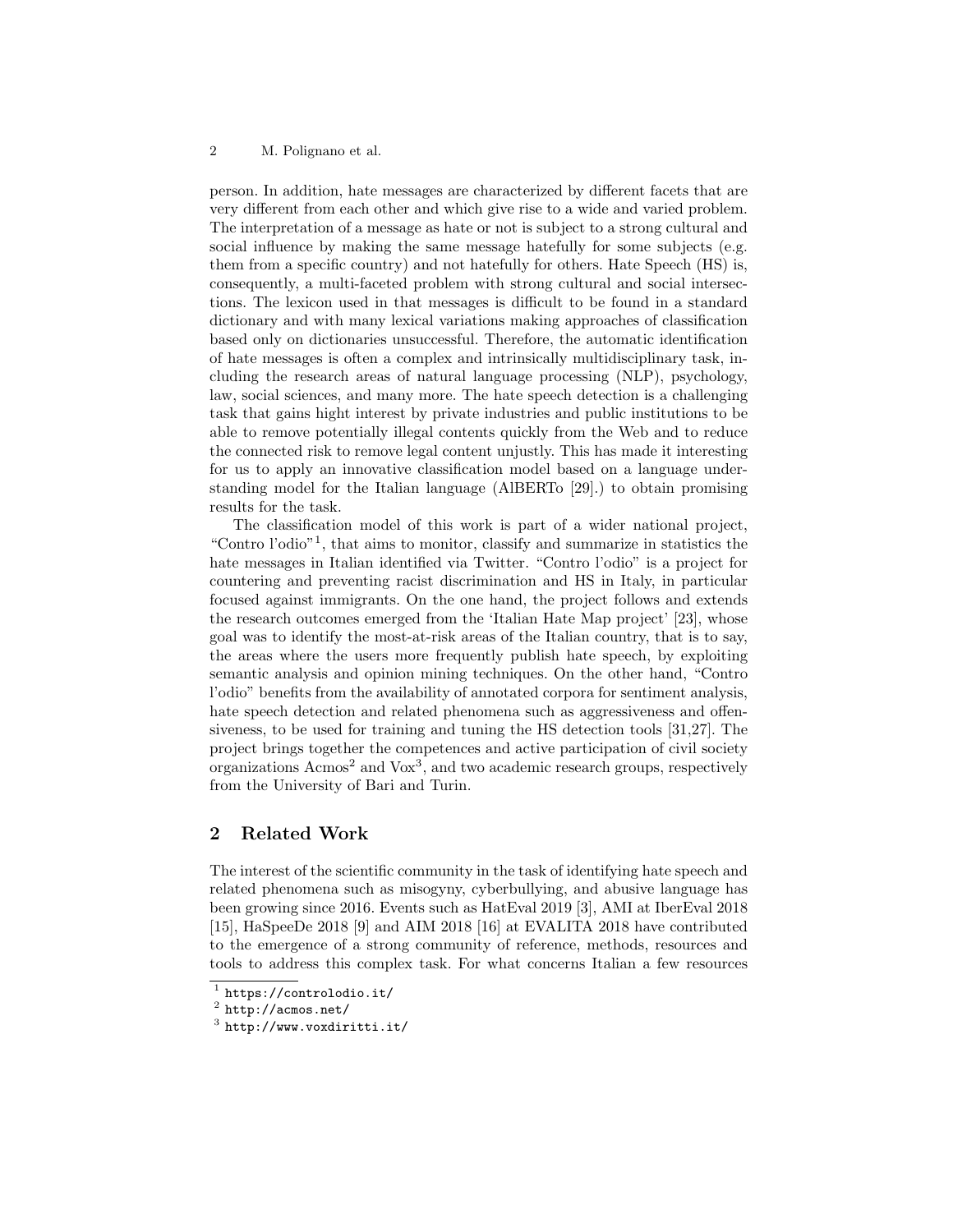person. In addition, hate messages are characterized by different facets that are very different from each other and which give rise to a wide and varied problem. The interpretation of a message as hate or not is subject to a strong cultural and social influence by making the same message hatefully for some subjects (e.g. them from a specific country) and not hatefully for others. Hate Speech (HS) is, consequently, a multi-faceted problem with strong cultural and social intersections. The lexicon used in that messages is difficult to be found in a standard dictionary and with many lexical variations making approaches of classification based only on dictionaries unsuccessful. Therefore, the automatic identification of hate messages is often a complex and intrinsically multidisciplinary task, including the research areas of natural language processing (NLP), psychology, law, social sciences, and many more. The hate speech detection is a challenging task that gains hight interest by private industries and public institutions to be able to remove potentially illegal contents quickly from the Web and to reduce the connected risk to remove legal content unjustly. This has made it interesting for us to apply an innovative classification model based on a language understanding model for the Italian language (AlBERTo [29].) to obtain promising results for the task.

The classification model of this work is part of a wider national project, "Contro l'odio"[1], that aims to monitor, classify and summarize in statistics the hate messages in Italian identified via Twitter. "Contro l'odio" is a project for countering and preventing racist discrimination and HS in Italy, in particular focused against immigrants. On the one hand, the project follows and extends the research outcomes emerged from the 'Italian Hate Map project' [23], whose goal was to identify the most-at-risk areas of the Italian country, that is to say, the areas where the users more frequently publish hate speech, by exploiting semantic analysis and opinion mining techniques. On the other hand, "Contro l'odio" benefits from the availability of annotated corpora for sentiment analysis, hate speech detection and related phenomena such as aggressiveness and offensiveness, to be used for training and tuning the HS detection tools [31,27]. The project brings together the competences and active participation of civil society organizations Acmos[2] and Vox[3], and two academic research groups, respectively from the University of Bari and Turin.

## 2 Related Work

The interest of the scientific community in the task of identifying hate speech and related phenomena such as misogyny, cyberbullying, and abusive language has been growing since 2016. Events such as HatEval 2019 [3], AMI at IberEval 2018 [15], HaSpeeDe 2018 [9] and AIM 2018 [16] at EVALITA 2018 have contributed to the emergence of a strong community of reference, methods, resources and tools to address this complex task. For what concerns Italian a few resources

[1] https://controlodio.it/

[2] http://acmos.net/

[3] http://www.voxdiritti.it/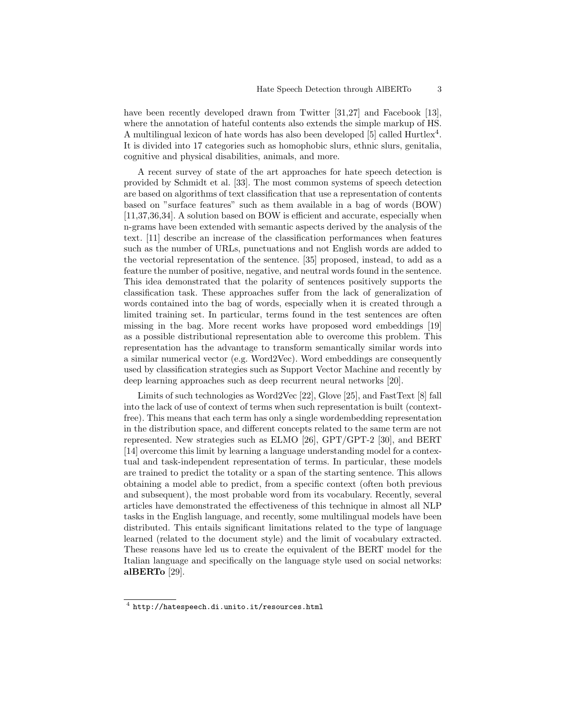have been recently developed drawn from Twitter [31,27] and Facebook [13], where the annotation of hateful contents also extends the simple markup of HS. A multilingual lexicon of hate words has also been developed [5] called Hurtlex[4]. It is divided into 17 categories such as homophobic slurs, ethnic slurs, genitalia, cognitive and physical disabilities, animals, and more.

A recent survey of state of the art approaches for hate speech detection is provided by Schmidt et al. [33]. The most common systems of speech detection are based on algorithms of text classification that use a representation of contents based on "surface features" such as them available in a bag of words (BOW) [11,37,36,34]. A solution based on BOW is efficient and accurate, especially when n-grams have been extended with semantic aspects derived by the analysis of the text. [11] describe an increase of the classification performances when features such as the number of URLs, punctuations and not English words are added to the vectorial representation of the sentence. [35] proposed, instead, to add as a feature the number of positive, negative, and neutral words found in the sentence. This idea demonstrated that the polarity of sentences positively supports the classification task. These approaches suffer from the lack of generalization of words contained into the bag of words, especially when it is created through a limited training set. In particular, terms found in the test sentences are often missing in the bag. More recent works have proposed word embeddings [19] as a possible distributional representation able to overcome this problem. This representation has the advantage to transform semantically similar words into a similar numerical vector (e.g. Word2Vec). Word embeddings are consequently used by classification strategies such as Support Vector Machine and recently by deep learning approaches such as deep recurrent neural networks [20].

Limits of such technologies as Word2Vec [22], Glove [25], and FastText [8] fall into the lack of use of context of terms when such representation is built (context-free). This means that each term has only a single wordembedding representation in the distribution space, and different concepts related to the same term are not represented. New strategies such as ELMO [26], GPT/GPT-2 [30], and BERT [14] overcome this limit by learning a language understanding model for a contextual and task-independent representation of terms. In particular, these models are trained to predict the totality or a span of the starting sentence. This allows obtaining a model able to predict, from a specific context (often both previous and subsequent), the most probable word from its vocabulary. Recently, several articles have demonstrated the effectiveness of this technique in almost all NLP tasks in the English language, and recently, some multilingual models have been distributed. This entails significant limitations related to the type of language learned (related to the document style) and the limit of vocabulary extracted. These reasons have led us to create the equivalent of the BERT model for the Italian language and specifically on the language style used on social networks: **alBERTo** [29].

[4] http://hatespeech.di.unito.it/resources.html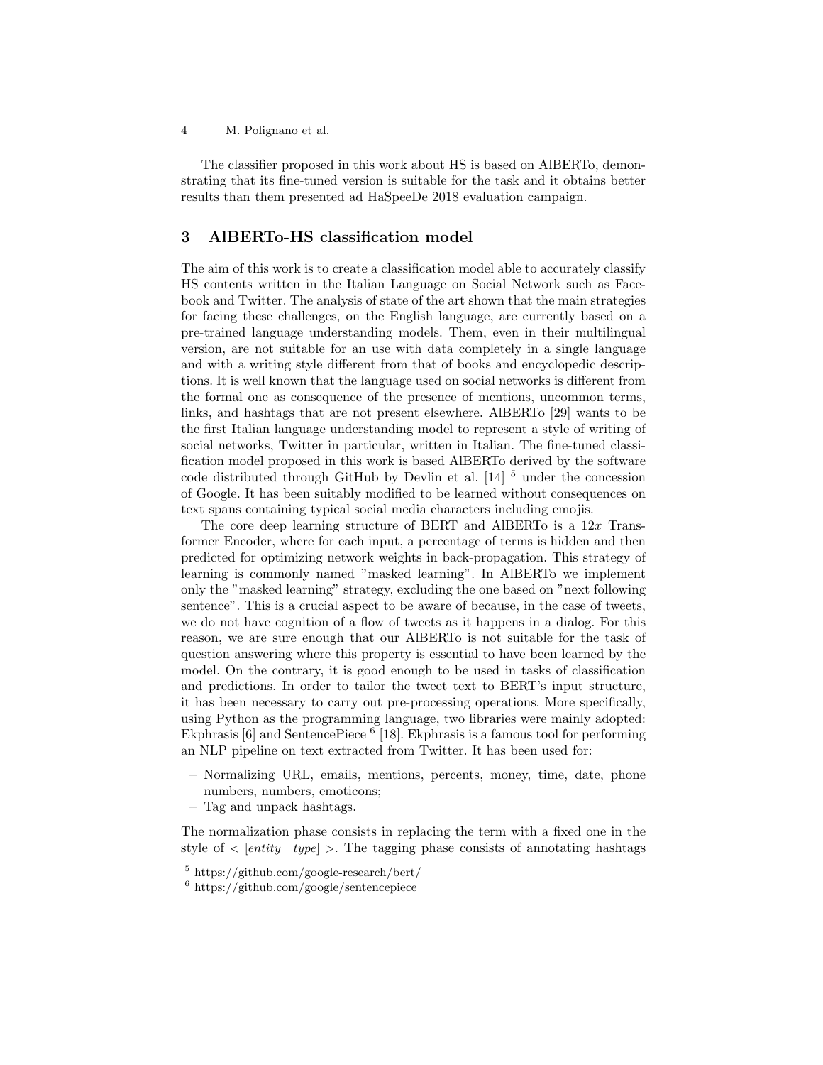The classifier proposed in this work about HS is based on AlBERTo, demonstrating that its fine-tuned version is suitable for the task and it obtains better results than them presented ad HaSpeeDe 2018 evaluation campaign.

## 3 AlBERTo-HS classification model

The aim of this work is to create a classification model able to accurately classify HS contents written in the Italian Language on Social Network such as Facebook and Twitter. The analysis of state of the art shown that the main strategies for facing these challenges, on the English language, are currently based on a pre-trained language understanding models. Them, even in their multilingual version, are not suitable for an use with data completely in a single language and with a writing style different from that of books and encyclopedic descriptions. It is well known that the language used on social networks is different from the formal one as consequence of the presence of mentions, uncommon terms, links, and hashtags that are not present elsewhere. AlBERTo [29] wants to be the first Italian language understanding model to represent a style of writing of social networks, Twitter in particular, written in Italian. The fine-tuned classification model proposed in this work is based AlBERTo derived by the software code distributed through GitHub by Devlin et al. [14] [5] under the concession of Google. It has been suitably modified to be learned without consequences on text spans containing typical social media characters including emojis.

The core deep learning structure of BERT and AlBERTo is a $12x$ Transformer Encoder, where for each input, a percentage of terms is hidden and then predicted for optimizing network weights in back-propagation. This strategy of learning is commonly named "masked learning". In AlBERTo we implement only the "masked learning" strategy, excluding the one based on "next following sentence". This is a crucial aspect to be aware of because, in the case of tweets, we do not have cognition of a flow of tweets as it happens in a dialog. For this reason, we are sure enough that our AlBERTo is not suitable for the task of question answering where this property is essential to have been learned by the model. On the contrary, it is good enough to be used in tasks of classification and predictions. In order to tailor the tweet text to BERT's input structure, it has been necessary to carry out pre-processing operations. More specifically, using Python as the programming language, two libraries were mainly adopted: Ekphrasis [6] and SentencePiece [6] [18]. Ekphrasis is a famous tool for performing an NLP pipeline on text extracted from Twitter. It has been used for:

- Normalizing URL, emails, mentions, percents, money, time, date, phone numbers, numbers, emoticons;
- Tag and unpack hashtags.

The normalization phase consists in replacing the term with a fixed one in the style of $<[entity \quad type]>$. The tagging phase consists of annotating hashtags

[5] https://github.com/google-research/bert/

[6] https://github.com/google/sentencepiece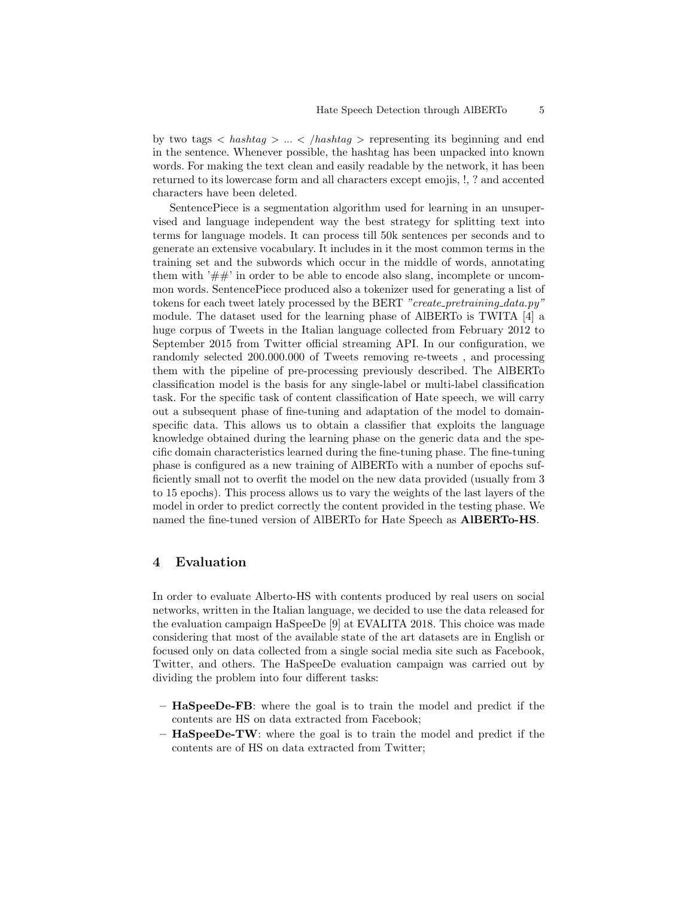by two tags < *hashtag* > ... < */hashtag* > representing its beginning and end in the sentence. Whenever possible, the hashtag has been unpacked into known words. For making the text clean and easily readable by the network, it has been returned to its lowercase form and all characters except emojis, !, ? and accented characters have been deleted.

SentencePiece is a segmentation algorithm used for learning in an unsupervised and language independent way the best strategy for splitting text into terms for language models. It can process till 50k sentences per seconds and to generate an extensive vocabulary. It includes in it the most common terms in the training set and the subwords which occur in the middle of words, annotating them with '##' in order to be able to encode also slang, incomplete or uncommon words. SentencePiece produced also a tokenizer used for generating a list of tokens for each tweet lately processed by the BERT *"create_pretraining_data.py"* module. The dataset used for the learning phase of AlBERTo is TWITA [4] a huge corpus of Tweets in the Italian language collected from February 2012 to September 2015 from Twitter official streaming API. In our configuration, we randomly selected 200.000.000 of Tweets removing re-tweets , and processing them with the pipeline of pre-processing previously described. The AlBERTo classification model is the basis for any single-label or multi-label classification task. For the specific task of content classification of Hate speech, we will carry out a subsequent phase of fine-tuning and adaptation of the model to domain-specific data. This allows us to obtain a classifier that exploits the language knowledge obtained during the learning phase on the generic data and the specific domain characteristics learned during the fine-tuning phase. The fine-tuning phase is configured as a new training of AlBERTo with a number of epochs sufficiently small not to overfit the model on the new data provided (usually from 3 to 15 epochs). This process allows us to vary the weights of the last layers of the model in order to predict correctly the content provided in the testing phase. We named the fine-tuned version of AlBERTo for Hate Speech as **AlBERTo-HS**.

## 4 Evaluation

In order to evaluate Alberto-HS with contents produced by real users on social networks, written in the Italian language, we decided to use the data released for the evaluation campaign HaSpeeDe [9] at EVALITA 2018. This choice was made considering that most of the available state of the art datasets are in English or focused only on data collected from a single social media site such as Facebook, Twitter, and others. The HaSpeeDe evaluation campaign was carried out by dividing the problem into four different tasks:

- **HaSpeeDe-FB**: where the goal is to train the model and predict if the contents are HS on data extracted from Facebook;
- **HaSpeeDe-TW**: where the goal is to train the model and predict if the contents are of HS on data extracted from Twitter;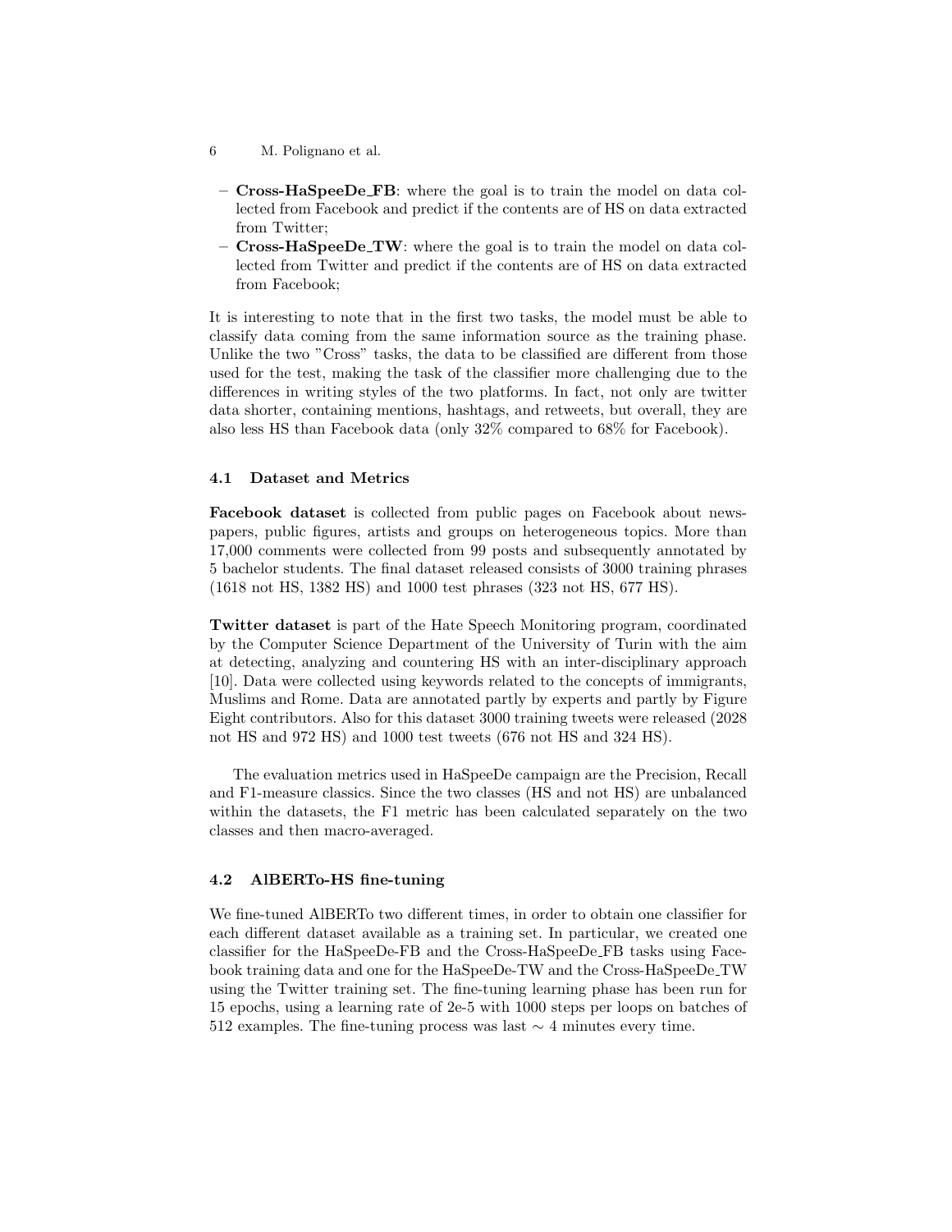- **Cross-HaSpeeDe_FB**: where the goal is to train the model on data collected from Facebook and predict if the contents are of HS on data extracted from Twitter;
- **Cross-HaSpeeDe_TW**: where the goal is to train the model on data collected from Twitter and predict if the contents are of HS on data extracted from Facebook;

It is interesting to note that in the first two tasks, the model must be able to classify data coming from the same information source as the training phase. Unlike the two "Cross" tasks, the data to be classified are different from those used for the test, making the task of the classifier more challenging due to the differences in writing styles of the two platforms. In fact, not only are twitter data shorter, containing mentions, hashtags, and retweets, but overall, they are also less HS than Facebook data (only 32% compared to 68% for Facebook).

### 4.1 Dataset and Metrics

**Facebook dataset** is collected from public pages on Facebook about newspapers, public figures, artists and groups on heterogeneous topics. More than 17,000 comments were collected from 99 posts and subsequently annotated by 5 bachelor students. The final dataset released consists of 3000 training phrases (1618 not HS, 1382 HS) and 1000 test phrases (323 not HS, 677 HS).

**Twitter dataset** is part of the Hate Speech Monitoring program, coordinated by the Computer Science Department of the University of Turin with the aim at detecting, analyzing and countering HS with an inter-disciplinary approach [10]. Data were collected using keywords related to the concepts of immigrants, Muslims and Rome. Data are annotated partly by experts and partly by Figure Eight contributors. Also for this dataset 3000 training tweets were released (2028 not HS and 972 HS) and 1000 test tweets (676 not HS and 324 HS).

The evaluation metrics used in HaSpeeDe campaign are the Precision, Recall and F1-measure classics. Since the two classes (HS and not HS) are unbalanced within the datasets, the F1 metric has been calculated separately on the two classes and then macro-averaged.

### 4.2 AlBERTo-HS fine-tuning

We fine-tuned AlBERTo two different times, in order to obtain one classifier for each different dataset available as a training set. In particular, we created one classifier for the HaSpeeDe-FB and the Cross-HaSpeeDe_FB tasks using Facebook training data and one for the HaSpeeDe-TW and the Cross-HaSpeeDe_TW using the Twitter training set. The fine-tuning learning phase has been run for 15 epochs, using a learning rate of 2e-5 with 1000 steps per loops on batches of 512 examples. The fine-tuning process was last $\sim$ 4 minutes every time.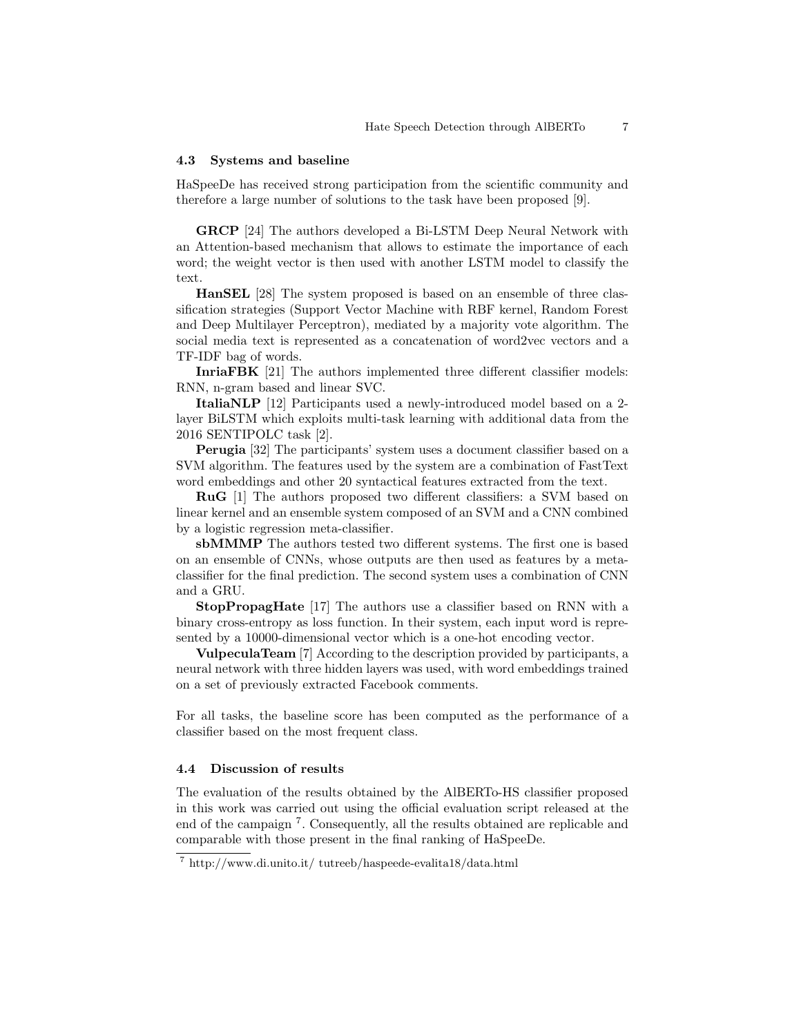### 4.3 Systems and baseline

HaSpeeDe has received strong participation from the scientific community and therefore a large number of solutions to the task have been proposed [9].

**GRCP** [24] The authors developed a Bi-LSTM Deep Neural Network with an Attention-based mechanism that allows to estimate the importance of each word; the weight vector is then used with another LSTM model to classify the text.

**HanSEL** [28] The system proposed is based on an ensemble of three classification strategies (Support Vector Machine with RBF kernel, Random Forest and Deep Multilayer Perceptron), mediated by a majority vote algorithm. The social media text is represented as a concatenation of word2vec vectors and a TF-IDF bag of words.

**InriaFBK** [21] The authors implemented three different classifier models: RNN, n-gram based and linear SVC.

**ItaliaNLP** [12] Participants used a newly-introduced model based on a 2-layer BiLSTM which exploits multi-task learning with additional data from the 2016 SENTIPOLC task [2].

**Perugia** [32] The participants' system uses a document classifier based on a SVM algorithm. The features used by the system are a combination of FastText word embeddings and other 20 syntactical features extracted from the text.

**RuG** [1] The authors proposed two different classifiers: a SVM based on linear kernel and an ensemble system composed of an SVM and a CNN combined by a logistic regression meta-classifier.

**sbMMMP** The authors tested two different systems. The first one is based on an ensemble of CNNs, whose outputs are then used as features by a meta-classifier for the final prediction. The second system uses a combination of CNN and a GRU.

**StopPropagHate** [17] The authors use a classifier based on RNN with a binary cross-entropy as loss function. In their system, each input word is represented by a 10000-dimensional vector which is a one-hot encoding vector.

**VulpeculaTeam** [7] According to the description provided by participants, a neural network with three hidden layers was used, with word embeddings trained on a set of previously extracted Facebook comments.

For all tasks, the baseline score has been computed as the performance of a classifier based on the most frequent class.

### 4.4 Discussion of results

The evaluation of the results obtained by the AlBERTo-HS classifier proposed in this work was carried out using the official evaluation script released at the end of the campaign [7]. Consequently, all the results obtained are replicable and comparable with those present in the final ranking of HaSpeeDe.

[7] http://www.di.unito.it/ tutreeb/haspeede-evalita18/data.html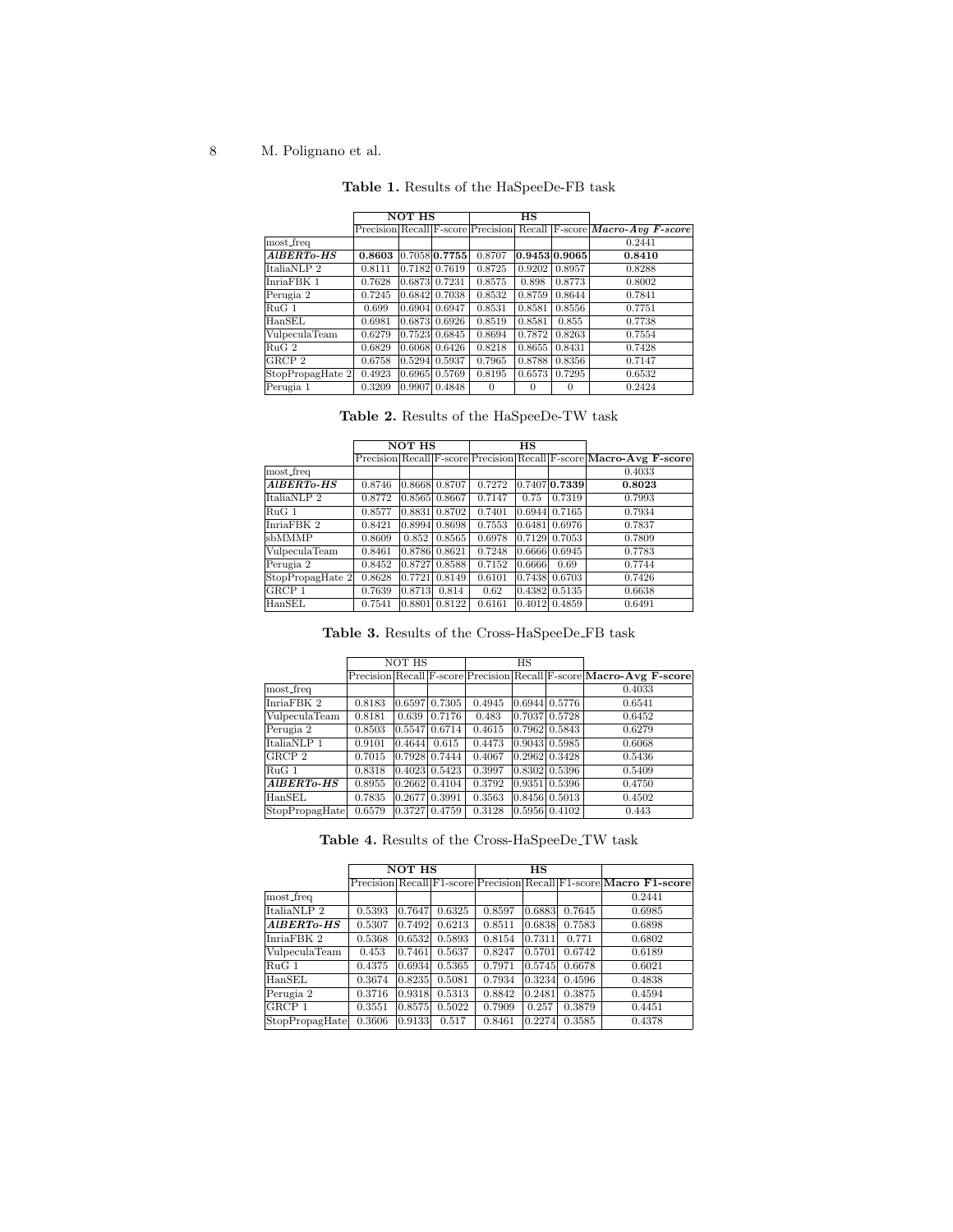**Table 1.** Results of the HaSpeeDe-FB task

| | **NOT HS** | | | **HS** | | | |
|---|---|---|---|---|---|---|---|
| | Precision | Recall | F-score | Precision | Recall | F-score | ***Macro-Avg F-score*** |
| most_freq | | | | | | | 0.2441 |
| ***AlBERTo-HS*** | **0.8603** | 0.7058 | **0.7755** | 0.8707 | **0.9453** | **0.9065** | **0.8410** |
| ItaliaNLP 2 | 0.8111 | 0.7182 | 0.7619 | 0.8725 | 0.9202 | 0.8957 | 0.8288 |
| InriaFBK 1 | 0.7628 | 0.6873 | 0.7231 | 0.8575 | 0.898 | 0.8773 | 0.8002 |
| Perugia 2 | 0.7245 | 0.6842 | 0.7038 | 0.8532 | 0.8759 | 0.8644 | 0.7841 |
| RuG 1 | 0.699 | 0.6904 | 0.6947 | 0.8531 | 0.8581 | 0.8556 | 0.7751 |
| HanSEL | 0.6981 | 0.6873 | 0.6926 | 0.8519 | 0.8581 | 0.855 | 0.7738 |
| VulpeculaTeam | 0.6279 | 0.7523 | 0.6845 | 0.8694 | 0.7872 | 0.8263 | 0.7554 |
| RuG 2 | 0.6829 | 0.6068 | 0.6426 | 0.8218 | 0.8655 | 0.8431 | 0.7428 |
| GRCP 2 | 0.6758 | 0.5294 | 0.5937 | 0.7965 | 0.8788 | 0.8356 | 0.7147 |
| StopPropagHate 2 | 0.4923 | 0.6965 | 0.5769 | 0.8195 | 0.6573 | 0.7295 | 0.6532 |
| Perugia 1 | 0.3209 | 0.9907 | 0.4848 | 0 | 0 | 0 | 0.2424 |

**Table 2.** Results of the HaSpeeDe-TW task

| | **NOT HS** | | | **HS** | | | |
|---|---|---|---|---|---|---|---|
| | Precision | Recall | F-score | Precision | Recall | F-score | **Macro-Avg F-score** |
| most_freq | | | | | | | 0.4033 |
| ***AlBERTo-HS*** | 0.8746 | 0.8668 | 0.8707 | 0.7272 | 0.7407 | **0.7339** | **0.8023** |
| ItaliaNLP 2 | 0.8772 | 0.8565 | 0.8667 | 0.7147 | 0.75 | 0.7319 | 0.7993 |
| RuG 1 | 0.8577 | 0.8831 | 0.8702 | 0.7401 | 0.6944 | 0.7165 | 0.7934 |
| InriaFBK 2 | 0.8421 | 0.8994 | 0.8698 | 0.7553 | 0.6481 | 0.6976 | 0.7837 |
| sbMMMP | 0.8609 | 0.852 | 0.8565 | 0.6978 | 0.7129 | 0.7053 | 0.7809 |
| VulpeculaTeam | 0.8461 | 0.8786 | 0.8621 | 0.7248 | 0.6666 | 0.6945 | 0.7783 |
| Perugia 2 | 0.8452 | 0.8727 | 0.8588 | 0.7152 | 0.6666 | 0.69 | 0.7744 |
| StopPropagHate 2 | 0.8628 | 0.7721 | 0.8149 | 0.6101 | 0.7438 | 0.6703 | 0.7426 |
| GRCP 1 | 0.7639 | 0.8713 | 0.814 | 0.62 | 0.4382 | 0.5135 | 0.6638 |
| HanSEL | 0.7541 | 0.8801 | 0.8122 | 0.6161 | 0.4012 | 0.4859 | 0.6491 |

**Table 3.** Results of the Cross-HaSpeeDe_FB task

| | NOT HS | | | HS | | | |
|---|---|---|---|---|---|---|---|
| | Precision | Recall | F-score | Precision | Recall | F-score | **Macro-Avg F-score** |
| most_freq | | | | | | | 0.4033 |
| InriaFBK 2 | 0.8183 | 0.6597 | 0.7305 | 0.4945 | 0.6944 | 0.5776 | 0.6541 |
| VulpeculaTeam | 0.8181 | 0.639 | 0.7176 | 0.483 | 0.7037 | 0.5728 | 0.6452 |
| Perugia 2 | 0.8503 | 0.5547 | 0.6714 | 0.4615 | 0.7962 | 0.5843 | 0.6279 |
| ItaliaNLP 1 | 0.9101 | 0.4644 | 0.615 | 0.4473 | 0.9043 | 0.5985 | 0.6068 |
| GRCP 2 | 0.7015 | 0.7928 | 0.7444 | 0.4067 | 0.2962 | 0.3428 | 0.5436 |
| RuG 1 | 0.8318 | 0.4023 | 0.5423 | 0.3997 | 0.8302 | 0.5396 | 0.5409 |
| ***AlBERTo-HS*** | 0.8955 | 0.2662 | 0.4104 | 0.3792 | 0.9351 | 0.5396 | 0.4750 |
| HanSEL | 0.7835 | 0.2677 | 0.3991 | 0.3563 | 0.8456 | 0.5013 | 0.4502 |
| StopPropagHate | 0.6579 | 0.3727 | 0.4759 | 0.3128 | 0.5956 | 0.4102 | 0.443 |

**Table 4.** Results of the Cross-HaSpeeDe_TW task

| | **NOT HS** | | | **HS** | | | |
|---|---|---|---|---|---|---|---|
| | Precision | Recall | F1-score | Precision | Recall | F1-score | **Macro F1-score** |
| most_freq | | | | | | | 0.2441 |
| ItaliaNLP 2 | 0.5393 | 0.7647 | 0.6325 | 0.8597 | 0.6883 | 0.7645 | 0.6985 |
| ***AlBERTo-HS*** | 0.5307 | 0.7492 | 0.6213 | 0.8511 | 0.6838 | 0.7583 | 0.6898 |
| InriaFBK 2 | 0.5368 | 0.6532 | 0.5893 | 0.8154 | 0.7311 | 0.771 | 0.6802 |
| VulpeculaTeam | 0.453 | 0.7461 | 0.5637 | 0.8247 | 0.5701 | 0.6742 | 0.6189 |
| RuG 1 | 0.4375 | 0.6934 | 0.5365 | 0.7971 | 0.5745 | 0.6678 | 0.6021 |
| HanSEL | 0.3674 | 0.8235 | 0.5081 | 0.7934 | 0.3234 | 0.4596 | 0.4838 |
| Perugia 2 | 0.3716 | 0.9318 | 0.5313 | 0.8842 | 0.2481 | 0.3875 | 0.4594 |
| GRCP 1 | 0.3551 | 0.8575 | 0.5022 | 0.7909 | 0.257 | 0.3879 | 0.4451 |
| StopPropagHate | 0.3606 | 0.9133 | 0.517 | 0.8461 | 0.2274 | 0.3585 | 0.4378 |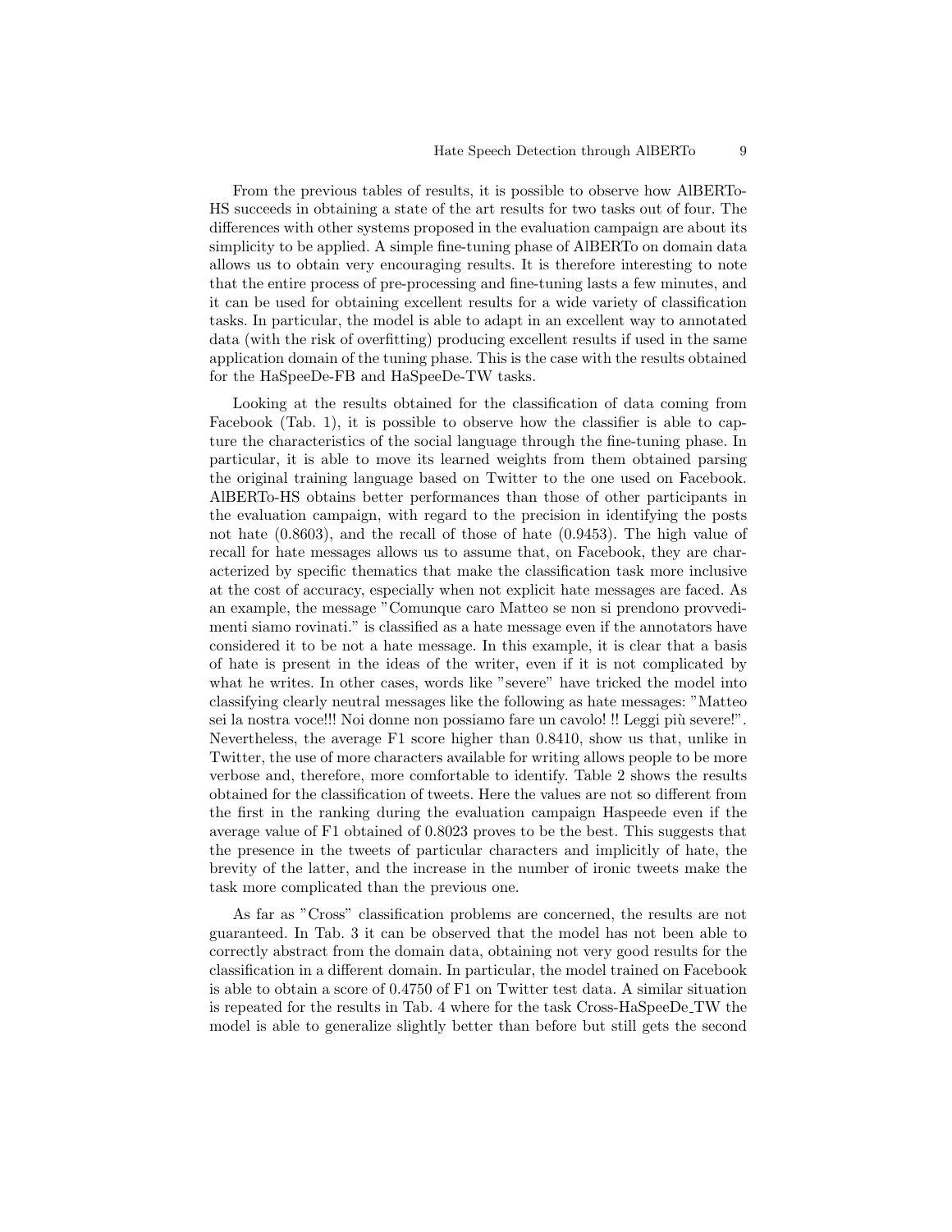From the previous tables of results, it is possible to observe how AlBERTo-HS succeeds in obtaining a state of the art results for two tasks out of four. The differences with other systems proposed in the evaluation campaign are about its simplicity to be applied. A simple fine-tuning phase of AlBERTo on domain data allows us to obtain very encouraging results. It is therefore interesting to note that the entire process of pre-processing and fine-tuning lasts a few minutes, and it can be used for obtaining excellent results for a wide variety of classification tasks. In particular, the model is able to adapt in an excellent way to annotated data (with the risk of overfitting) producing excellent results if used in the same application domain of the tuning phase. This is the case with the results obtained for the HaSpeeDe-FB and HaSpeeDe-TW tasks.

Looking at the results obtained for the classification of data coming from Facebook (Tab. 1), it is possible to observe how the classifier is able to capture the characteristics of the social language through the fine-tuning phase. In particular, it is able to move its learned weights from them obtained parsing the original training language based on Twitter to the one used on Facebook. AlBERTo-HS obtains better performances than those of other participants in the evaluation campaign, with regard to the precision in identifying the posts not hate (0.8603), and the recall of those of hate (0.9453). The high value of recall for hate messages allows us to assume that, on Facebook, they are characterized by specific thematics that make the classification task more inclusive at the cost of accuracy, especially when not explicit hate messages are faced. As an example, the message "Comunque caro Matteo se non si prendono provvedimenti siamo rovinati." is classified as a hate message even if the annotators have considered it to be not a hate message. In this example, it is clear that a basis of hate is present in the ideas of the writer, even if it is not complicated by what he writes. In other cases, words like "severe" have tricked the model into classifying clearly neutral messages like the following as hate messages: "Matteo sei la nostra voce!!! Noi donne non possiamo fare un cavolo! !! Leggi più severe!". Nevertheless, the average F1 score higher than 0.8410, show us that, unlike in Twitter, the use of more characters available for writing allows people to be more verbose and, therefore, more comfortable to identify. Table 2 shows the results obtained for the classification of tweets. Here the values are not so different from the first in the ranking during the evaluation campaign Haspeede even if the average value of F1 obtained of 0.8023 proves to be the best. This suggests that the presence in the tweets of particular characters and implicitly of hate, the brevity of the latter, and the increase in the number of ironic tweets make the task more complicated than the previous one.

As far as "Cross" classification problems are concerned, the results are not guaranteed. In Tab. 3 it can be observed that the model has not been able to correctly abstract from the domain data, obtaining not very good results for the classification in a different domain. In particular, the model trained on Facebook is able to obtain a score of 0.4750 of F1 on Twitter test data. A similar situation is repeated for the results in Tab. 4 where for the task Cross-HaSpeeDe_TW the model is able to generalize slightly better than before but still gets the second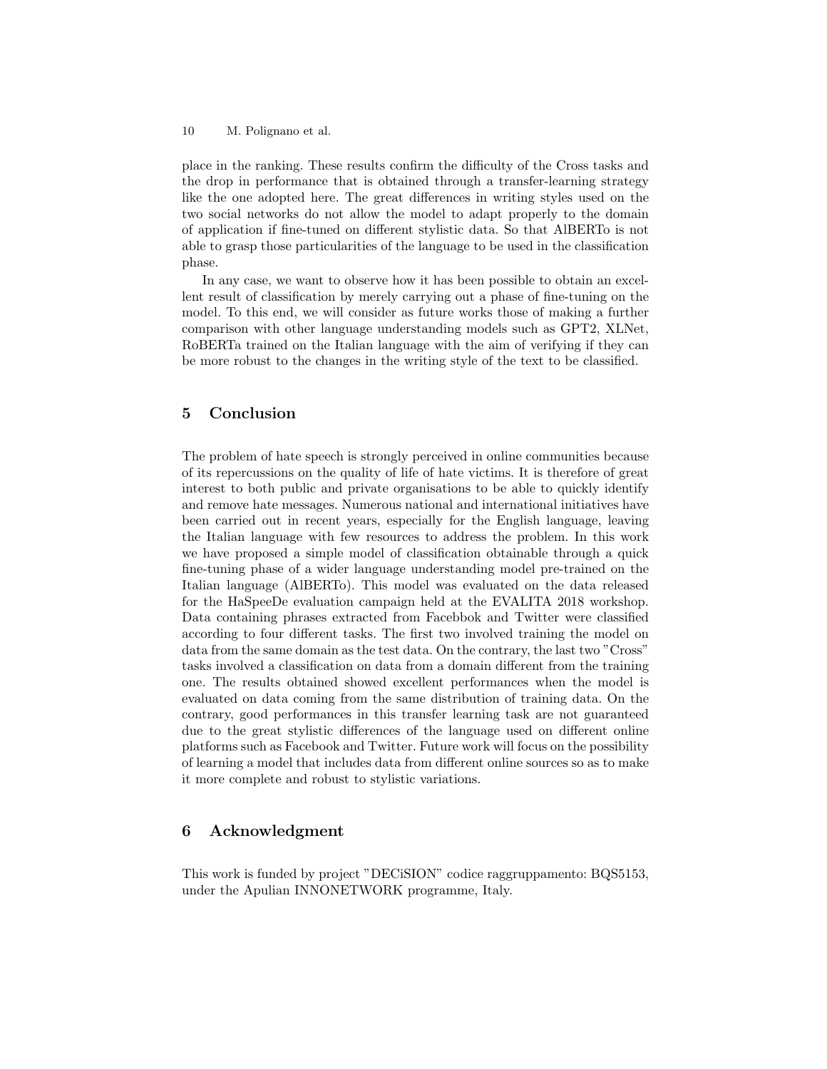place in the ranking. These results confirm the difficulty of the Cross tasks and the drop in performance that is obtained through a transfer-learning strategy like the one adopted here. The great differences in writing styles used on the two social networks do not allow the model to adapt properly to the domain of application if fine-tuned on different stylistic data. So that AlBERTo is not able to grasp those particularities of the language to be used in the classification phase.

In any case, we want to observe how it has been possible to obtain an excellent result of classification by merely carrying out a phase of fine-tuning on the model. To this end, we will consider as future works those of making a further comparison with other language understanding models such as GPT2, XLNet, RoBERTa trained on the Italian language with the aim of verifying if they can be more robust to the changes in the writing style of the text to be classified.

## 5 Conclusion

The problem of hate speech is strongly perceived in online communities because of its repercussions on the quality of life of hate victims. It is therefore of great interest to both public and private organisations to be able to quickly identify and remove hate messages. Numerous national and international initiatives have been carried out in recent years, especially for the English language, leaving the Italian language with few resources to address the problem. In this work we have proposed a simple model of classification obtainable through a quick fine-tuning phase of a wider language understanding model pre-trained on the Italian language (AlBERTo). This model was evaluated on the data released for the HaSpeeDe evaluation campaign held at the EVALITA 2018 workshop. Data containing phrases extracted from Facebbok and Twitter were classified according to four different tasks. The first two involved training the model on data from the same domain as the test data. On the contrary, the last two "Cross" tasks involved a classification on data from a domain different from the training one. The results obtained showed excellent performances when the model is evaluated on data coming from the same distribution of training data. On the contrary, good performances in this transfer learning task are not guaranteed due to the great stylistic differences of the language used on different online platforms such as Facebook and Twitter. Future work will focus on the possibility of learning a model that includes data from different online sources so as to make it more complete and robust to stylistic variations.

## 6 Acknowledgment

This work is funded by project "DECiSION" codice raggruppamento: BQS5153, under the Apulian INNONETWORK programme, Italy.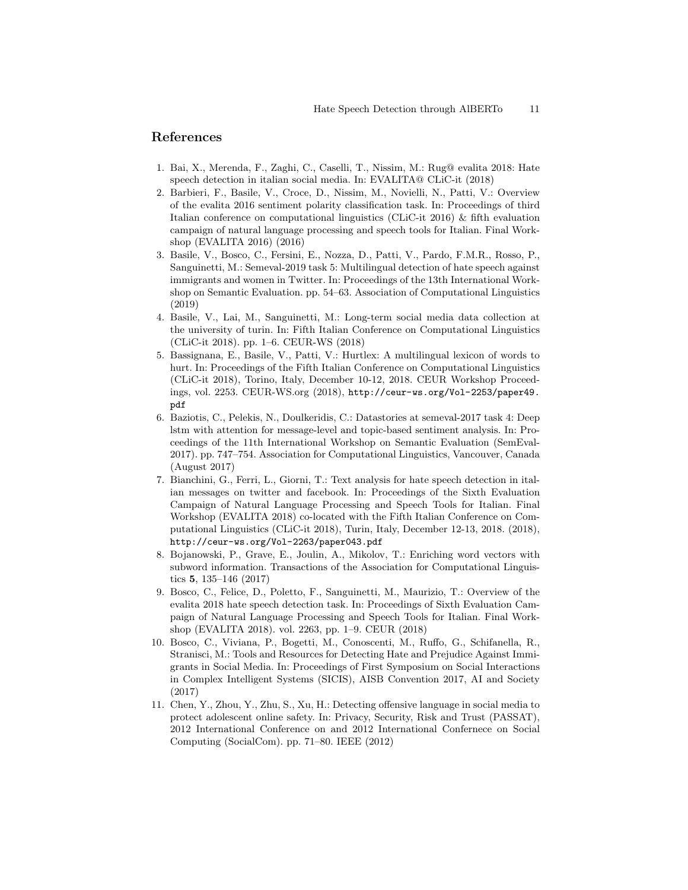## References

1. Bai, X., Merenda, F., Zaghi, C., Caselli, T., Nissim, M.: Rug@ evalita 2018: Hate speech detection in italian social media. In: EVALITA@ CLiC-it (2018)
2. Barbieri, F., Basile, V., Croce, D., Nissim, M., Novielli, N., Patti, V.: Overview of the evalita 2016 sentiment polarity classification task. In: Proceedings of third Italian conference on computational linguistics (CLiC-it 2016) & fifth evaluation campaign of natural language processing and speech tools for Italian. Final Workshop (EVALITA 2016) (2016)
3. Basile, V., Bosco, C., Fersini, E., Nozza, D., Patti, V., Pardo, F.M.R., Rosso, P., Sanguinetti, M.: Semeval-2019 task 5: Multilingual detection of hate speech against immigrants and women in Twitter. In: Proceedings of the 13th International Workshop on Semantic Evaluation. pp. 54–63. Association of Computational Linguistics (2019)
4. Basile, V., Lai, M., Sanguinetti, M.: Long-term social media data collection at the university of turin. In: Fifth Italian Conference on Computational Linguistics (CLiC-it 2018). pp. 1–6. CEUR-WS (2018)
5. Bassignana, E., Basile, V., Patti, V.: Hurtlex: A multilingual lexicon of words to hurt. In: Proceedings of the Fifth Italian Conference on Computational Linguistics (CLiC-it 2018), Torino, Italy, December 10-12, 2018. CEUR Workshop Proceedings, vol. 2253. CEUR-WS.org (2018), http://ceur-ws.org/Vol-2253/paper49.pdf
6. Baziotis, C., Pelekis, N., Doulkeridis, C.: Datastories at semeval-2017 task 4: Deep lstm with attention for message-level and topic-based sentiment analysis. In: Proceedings of the 11th International Workshop on Semantic Evaluation (SemEval-2017). pp. 747–754. Association for Computational Linguistics, Vancouver, Canada (August 2017)
7. Bianchini, G., Ferri, L., Giorni, T.: Text analysis for hate speech detection in italian messages on twitter and facebook. In: Proceedings of the Sixth Evaluation Campaign of Natural Language Processing and Speech Tools for Italian. Final Workshop (EVALITA 2018) co-located with the Fifth Italian Conference on Computational Linguistics (CLiC-it 2018), Turin, Italy, December 12-13, 2018. (2018), http://ceur-ws.org/Vol-2263/paper043.pdf
8. Bojanowski, P., Grave, E., Joulin, A., Mikolov, T.: Enriching word vectors with subword information. Transactions of the Association for Computational Linguistics **5**, 135–146 (2017)
9. Bosco, C., Felice, D., Poletto, F., Sanguinetti, M., Maurizio, T.: Overview of the evalita 2018 hate speech detection task. In: Proceedings of Sixth Evaluation Campaign of Natural Language Processing and Speech Tools for Italian. Final Workshop (EVALITA 2018). vol. 2263, pp. 1–9. CEUR (2018)
10. Bosco, C., Viviana, P., Bogetti, M., Conoscenti, M., Ruffo, G., Schifanella, R., Stranisci, M.: Tools and Resources for Detecting Hate and Prejudice Against Immigrants in Social Media. In: Proceedings of First Symposium on Social Interactions in Complex Intelligent Systems (SICIS), AISB Convention 2017, AI and Society (2017)
11. Chen, Y., Zhou, Y., Zhu, S., Xu, H.: Detecting offensive language in social media to protect adolescent online safety. In: Privacy, Security, Risk and Trust (PASSAT), 2012 International Conference on and 2012 International Confernece on Social Computing (SocialCom). pp. 71–80. IEEE (2012)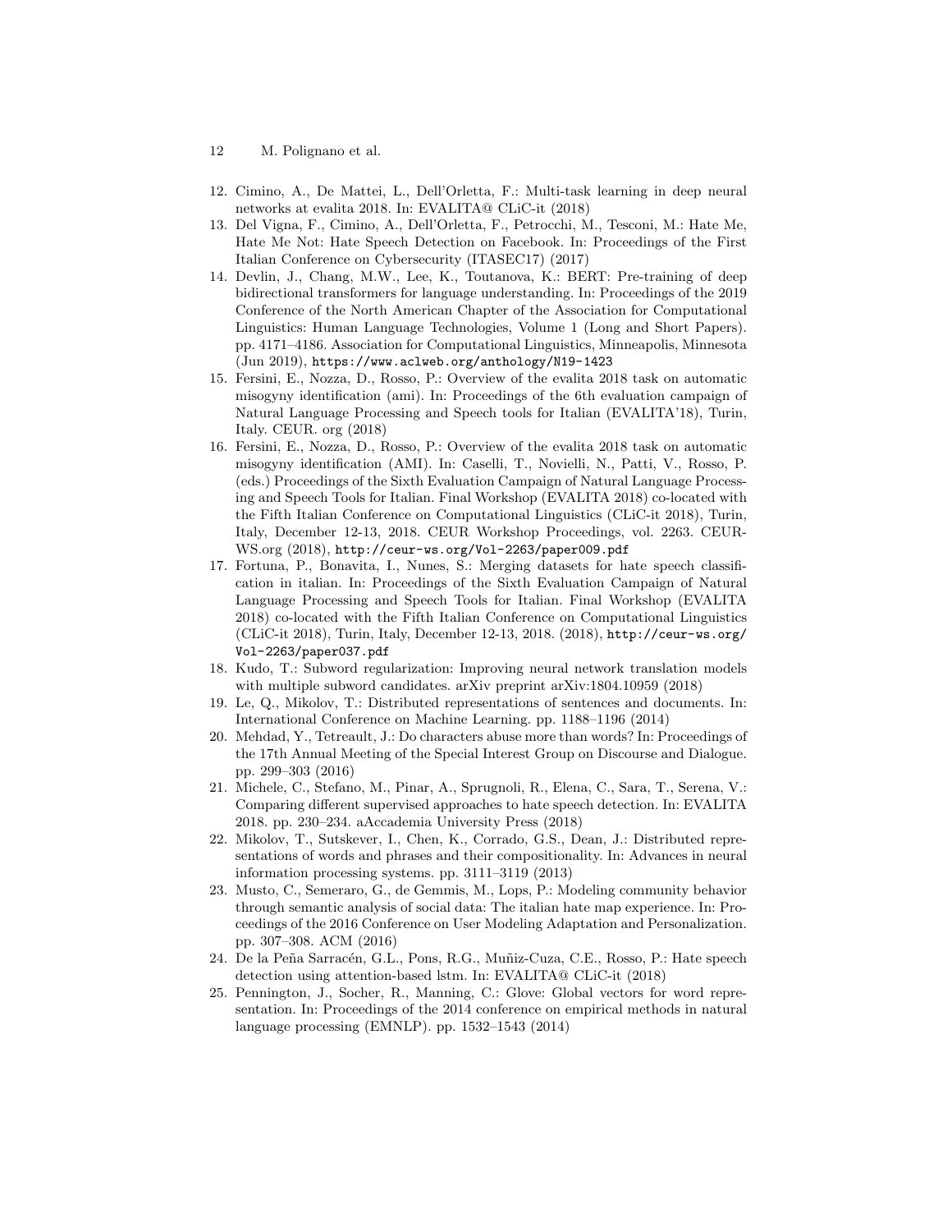12. Cimino, A., De Mattei, L., Dell'Orletta, F.: Multi-task learning in deep neural networks at evalita 2018. In: EVALITA@ CLiC-it (2018)
13. Del Vigna, F., Cimino, A., Dell'Orletta, F., Petrocchi, M., Tesconi, M.: Hate Me, Hate Me Not: Hate Speech Detection on Facebook. In: Proceedings of the First Italian Conference on Cybersecurity (ITASEC17) (2017)
14. Devlin, J., Chang, M.W., Lee, K., Toutanova, K.: BERT: Pre-training of deep bidirectional transformers for language understanding. In: Proceedings of the 2019 Conference of the North American Chapter of the Association for Computational Linguistics: Human Language Technologies, Volume 1 (Long and Short Papers). pp. 4171–4186. Association for Computational Linguistics, Minneapolis, Minnesota (Jun 2019), `https://www.aclweb.org/anthology/N19-1423`
15. Fersini, E., Nozza, D., Rosso, P.: Overview of the evalita 2018 task on automatic misogyny identification (ami). In: Proceedings of the 6th evaluation campaign of Natural Language Processing and Speech tools for Italian (EVALITA'18), Turin, Italy. CEUR. org (2018)
16. Fersini, E., Nozza, D., Rosso, P.: Overview of the evalita 2018 task on automatic misogyny identification (AMI). In: Caselli, T., Novielli, N., Patti, V., Rosso, P. (eds.) Proceedings of the Sixth Evaluation Campaign of Natural Language Processing and Speech Tools for Italian. Final Workshop (EVALITA 2018) co-located with the Fifth Italian Conference on Computational Linguistics (CLiC-it 2018), Turin, Italy, December 12-13, 2018. CEUR Workshop Proceedings, vol. 2263. CEUR-WS.org (2018), `http://ceur-ws.org/Vol-2263/paper009.pdf`
17. Fortuna, P., Bonavita, I., Nunes, S.: Merging datasets for hate speech classification in italian. In: Proceedings of the Sixth Evaluation Campaign of Natural Language Processing and Speech Tools for Italian. Final Workshop (EVALITA 2018) co-located with the Fifth Italian Conference on Computational Linguistics (CLiC-it 2018), Turin, Italy, December 12-13, 2018. (2018), `http://ceur-ws.org/Vol-2263/paper037.pdf`
18. Kudo, T.: Subword regularization: Improving neural network translation models with multiple subword candidates. arXiv preprint arXiv:1804.10959 (2018)
19. Le, Q., Mikolov, T.: Distributed representations of sentences and documents. In: International Conference on Machine Learning. pp. 1188–1196 (2014)
20. Mehdad, Y., Tetreault, J.: Do characters abuse more than words? In: Proceedings of the 17th Annual Meeting of the Special Interest Group on Discourse and Dialogue. pp. 299–303 (2016)
21. Michele, C., Stefano, M., Pinar, A., Sprugnoli, R., Elena, C., Sara, T., Serena, V.: Comparing different supervised approaches to hate speech detection. In: EVALITA 2018. pp. 230–234. aAccademia University Press (2018)
22. Mikolov, T., Sutskever, I., Chen, K., Corrado, G.S., Dean, J.: Distributed representations of words and phrases and their compositionality. In: Advances in neural information processing systems. pp. 3111–3119 (2013)
23. Musto, C., Semeraro, G., de Gemmis, M., Lops, P.: Modeling community behavior through semantic analysis of social data: The italian hate map experience. In: Proceedings of the 2016 Conference on User Modeling Adaptation and Personalization. pp. 307–308. ACM (2016)
24. De la Peña Sarracén, G.L., Pons, R.G., Muñiz-Cuza, C.E., Rosso, P.: Hate speech detection using attention-based lstm. In: EVALITA@ CLiC-it (2018)
25. Pennington, J., Socher, R., Manning, C.: Glove: Global vectors for word representation. In: Proceedings of the 2014 conference on empirical methods in natural language processing (EMNLP). pp. 1532–1543 (2014)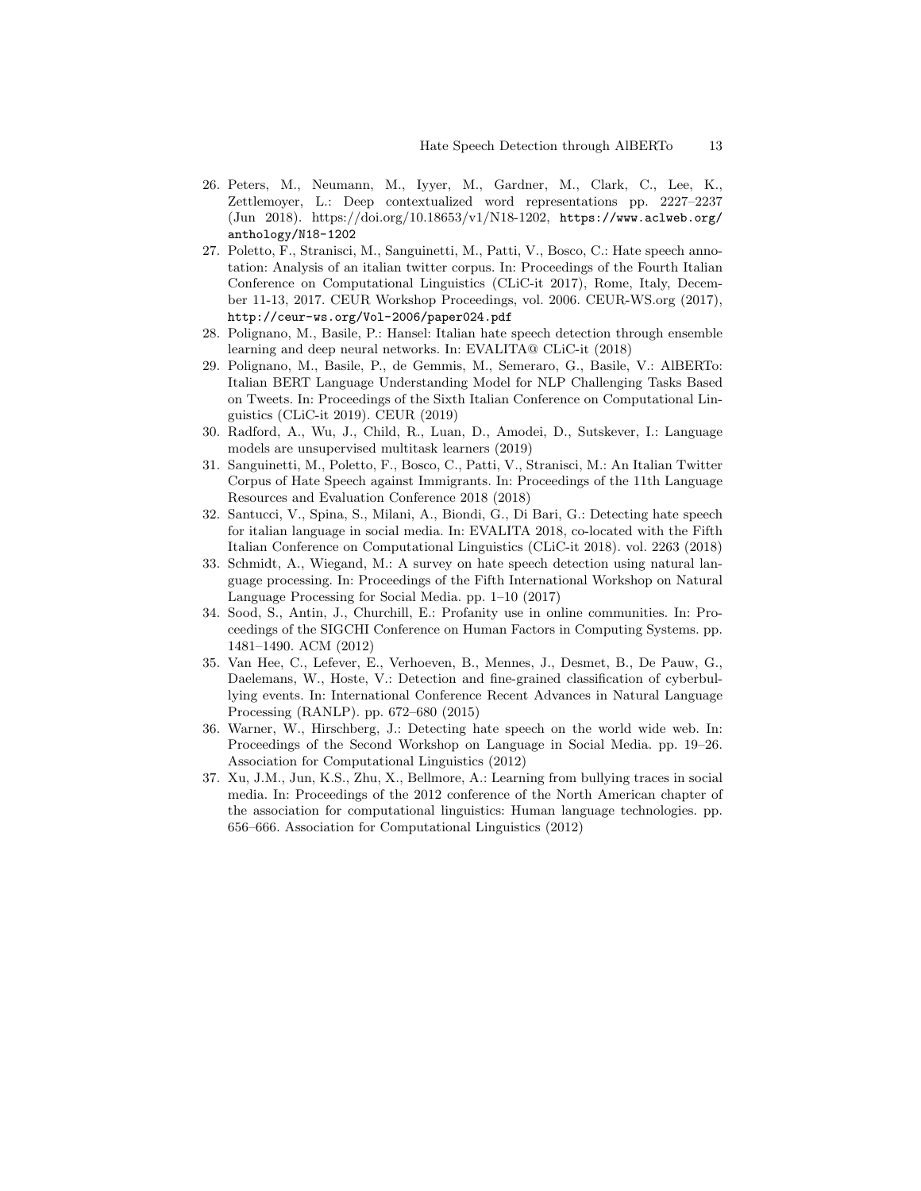26. Peters, M., Neumann, M., Iyyer, M., Gardner, M., Clark, C., Lee, K., Zettlemoyer, L.: Deep contextualized word representations pp. 2227–2237 (Jun 2018). https://doi.org/10.18653/v1/N18-1202, https://www.aclweb.org/anthology/N18-1202
27. Poletto, F., Stranisci, M., Sanguinetti, M., Patti, V., Bosco, C.: Hate speech annotation: Analysis of an italian twitter corpus. In: Proceedings of the Fourth Italian Conference on Computational Linguistics (CLiC-it 2017), Rome, Italy, December 11-13, 2017. CEUR Workshop Proceedings, vol. 2006. CEUR-WS.org (2017), http://ceur-ws.org/Vol-2006/paper024.pdf
28. Polignano, M., Basile, P.: Hansel: Italian hate speech detection through ensemble learning and deep neural networks. In: EVALITA@ CLiC-it (2018)
29. Polignano, M., Basile, P., de Gemmis, M., Semeraro, G., Basile, V.: AlBERTo: Italian BERT Language Understanding Model for NLP Challenging Tasks Based on Tweets. In: Proceedings of the Sixth Italian Conference on Computational Linguistics (CLiC-it 2019). CEUR (2019)
30. Radford, A., Wu, J., Child, R., Luan, D., Amodei, D., Sutskever, I.: Language models are unsupervised multitask learners (2019)
31. Sanguinetti, M., Poletto, F., Bosco, C., Patti, V., Stranisci, M.: An Italian Twitter Corpus of Hate Speech against Immigrants. In: Proceedings of the 11th Language Resources and Evaluation Conference 2018 (2018)
32. Santucci, V., Spina, S., Milani, A., Biondi, G., Di Bari, G.: Detecting hate speech for italian language in social media. In: EVALITA 2018, co-located with the Fifth Italian Conference on Computational Linguistics (CLiC-it 2018). vol. 2263 (2018)
33. Schmidt, A., Wiegand, M.: A survey on hate speech detection using natural language processing. In: Proceedings of the Fifth International Workshop on Natural Language Processing for Social Media. pp. 1–10 (2017)
34. Sood, S., Antin, J., Churchill, E.: Profanity use in online communities. In: Proceedings of the SIGCHI Conference on Human Factors in Computing Systems. pp. 1481–1490. ACM (2012)
35. Van Hee, C., Lefever, E., Verhoeven, B., Mennes, J., Desmet, B., De Pauw, G., Daelemans, W., Hoste, V.: Detection and fine-grained classification of cyberbullying events. In: International Conference Recent Advances in Natural Language Processing (RANLP). pp. 672–680 (2015)
36. Warner, W., Hirschberg, J.: Detecting hate speech on the world wide web. In: Proceedings of the Second Workshop on Language in Social Media. pp. 19–26. Association for Computational Linguistics (2012)
37. Xu, J.M., Jun, K.S., Zhu, X., Bellmore, A.: Learning from bullying traces in social media. In: Proceedings of the 2012 conference of the North American chapter of the association for computational linguistics: Human language technologies. pp. 656–666. Association for Computational Linguistics (2012)